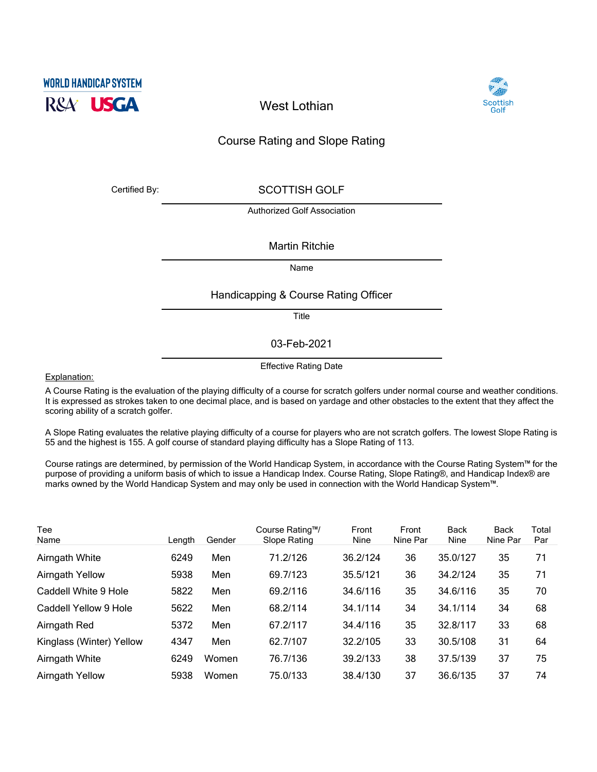WORLD HANDICAP SYSTEM

R&A USGA

# West Lothian

Scottish Golf

## Course Rating and Slope Rating

Certified By: **SCOTTISH GOLF**
Authorized Golf Association

**Martin Ritchie**
Name

**Handicapping & Course Rating Officer**
Title

**03-Feb-2021**
Effective Rating Date

Explanation:

A Course Rating is the evaluation of the playing difficulty of a course for scratch golfers under normal course and weather conditions. It is expressed as strokes taken to one decimal place, and is based on yardage and other obstacles to the extent that they affect the scoring ability of a scratch golfer.

A Slope Rating evaluates the relative playing difficulty of a course for players who are not scratch golfers. The lowest Slope Rating is 55 and the highest is 155. A golf course of standard playing difficulty has a Slope Rating of 113.

Course ratings are determined, by permission of the World Handicap System, in accordance with the Course Rating System™ for the purpose of providing a uniform basis of which to issue a Handicap Index. Course Rating, Slope Rating®, and Handicap Index® are marks owned by the World Handicap System and may only be used in connection with the World Handicap System™.

| Tee Name | Length | Gender | Course Rating™/ Slope Rating | Front Nine | Front Nine Par | Back Nine | Back Nine Par | Total Par |
|---|---|---|---|---|---|---|---|---|
| Airngath White | 6249 | Men | 71.2/126 | 36.2/124 | 36 | 35.0/127 | 35 | 71 |
| Airngath Yellow | 5938 | Men | 69.7/123 | 35.5/121 | 36 | 34.2/124 | 35 | 71 |
| Caddell White 9 Hole | 5822 | Men | 69.2/116 | 34.6/116 | 35 | 34.6/116 | 35 | 70 |
| Caddell Yellow 9 Hole | 5622 | Men | 68.2/114 | 34.1/114 | 34 | 34.1/114 | 34 | 68 |
| Airngath Red | 5372 | Men | 67.2/117 | 34.4/116 | 35 | 32.8/117 | 33 | 68 |
| Kinglass (Winter) Yellow | 4347 | Men | 62.7/107 | 32.2/105 | 33 | 30.5/108 | 31 | 64 |
| Airngath White | 6249 | Women | 76.7/136 | 39.2/133 | 38 | 37.5/139 | 37 | 75 |
| Airngath Yellow | 5938 | Women | 75.0/133 | 38.4/130 | 37 | 36.6/135 | 37 | 74 |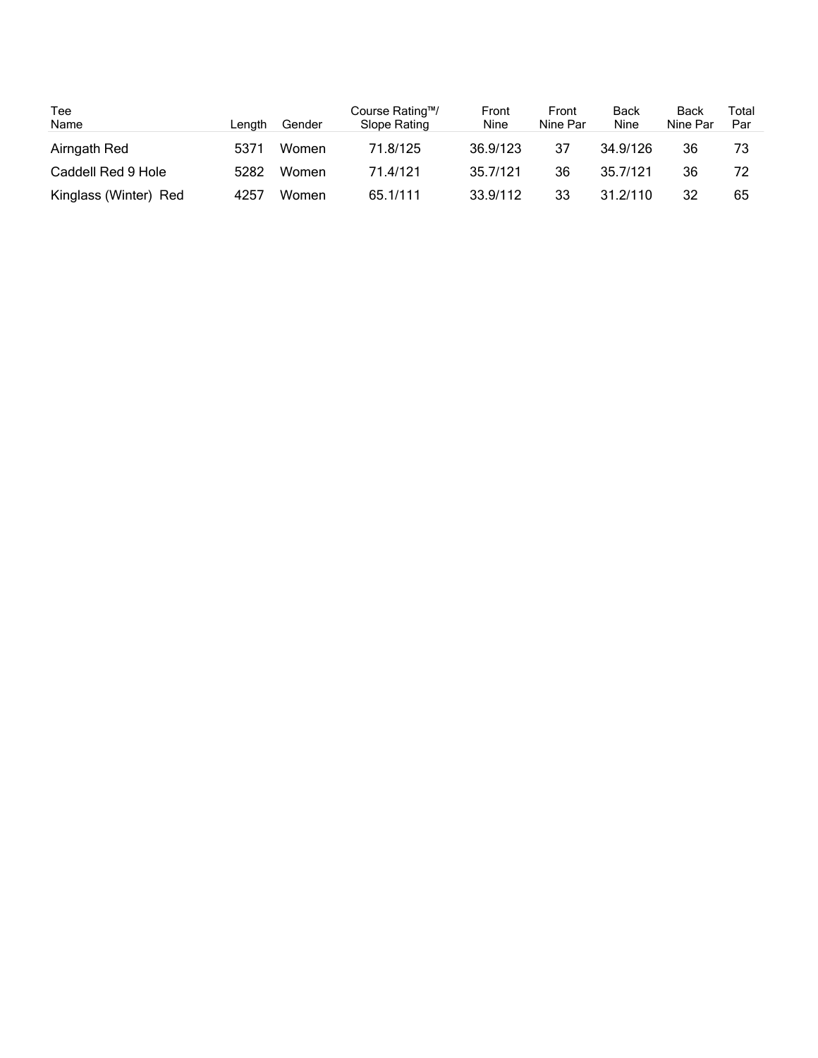| Tee Name | Length | Gender | Course Rating™/ Slope Rating | Front Nine | Front Nine Par | Back Nine | Back Nine Par | Total Par |
|---|---|---|---|---|---|---|---|---|
| Airngath Red | 5371 | Women | 71.8/125 | 36.9/123 | 37 | 34.9/126 | 36 | 73 |
| Caddell Red 9 Hole | 5282 | Women | 71.4/121 | 35.7/121 | 36 | 35.7/121 | 36 | 72 |
| Kinglass (Winter) Red | 4257 | Women | 65.1/111 | 33.9/112 | 33 | 31.2/110 | 32 | 65 |